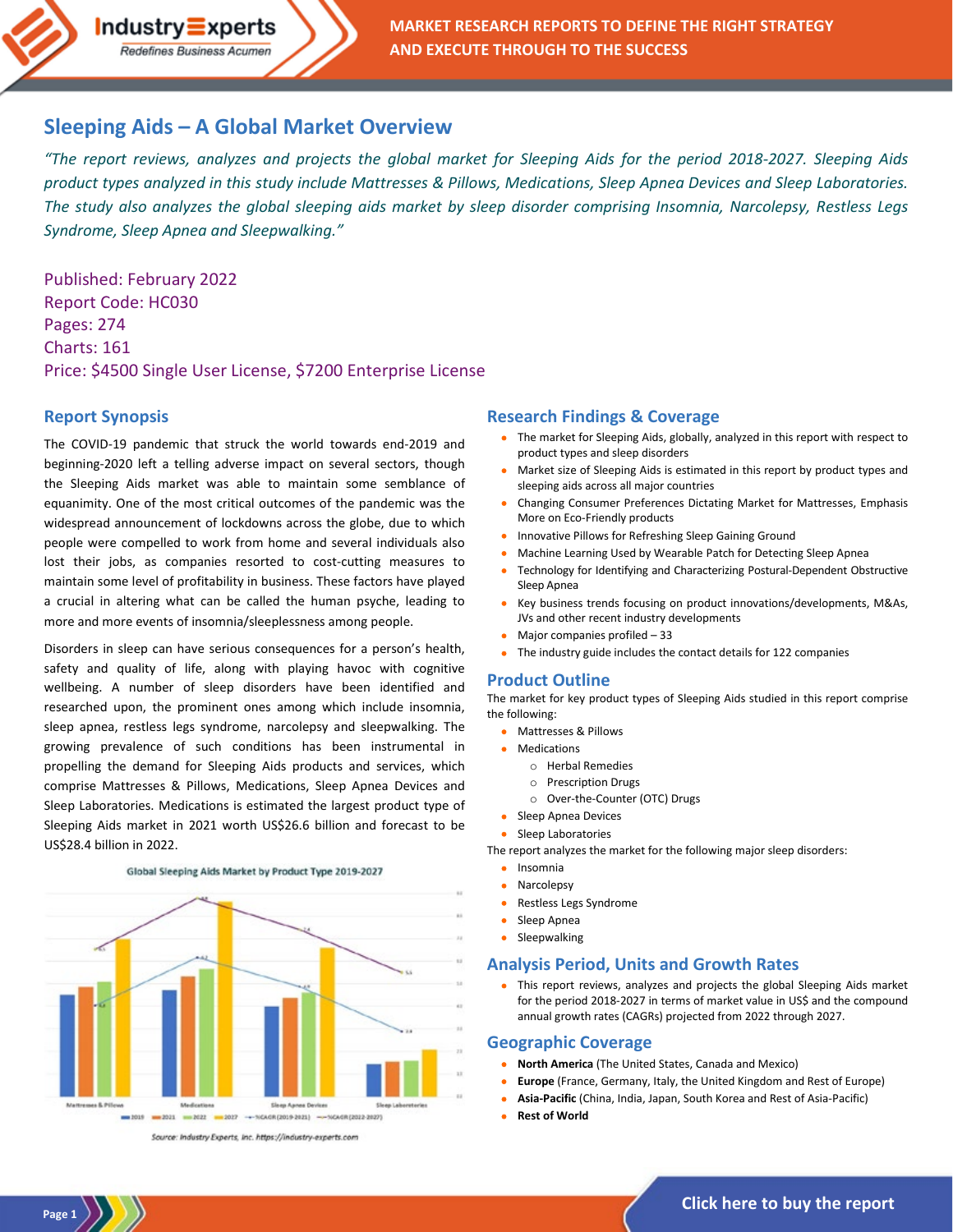# Sleeping Aids – A Global Market Overview

*"The report reviews, analyzes and projects the global market for Sleeping Aids for the period 2018-2027. Sleeping Aids product types analyzed in this study include Mattresses & Pillows, Medications, Sleep Apnea Devices and Sleep Laboratories. The study also analyzes the global sleeping aids market by sleep disorder comprising Insomnia, Narcolepsy, Restless Legs Syndrome, Sleep Apnea and Sleepwalking."*

Published: February 2022
Report Code: HC030
Pages: 274
Charts: 161
Price: $4500 Single User License, $7200 Enterprise License

## Report Synopsis

The COVID-19 pandemic that struck the world towards end-2019 and beginning-2020 left a telling adverse impact on several sectors, though the Sleeping Aids market was able to maintain some semblance of equanimity. One of the most critical outcomes of the pandemic was the widespread announcement of lockdowns across the globe, due to which people were compelled to work from home and several individuals also lost their jobs, as companies resorted to cost-cutting measures to maintain some level of profitability in business. These factors have played a crucial in altering what can be called the human psyche, leading to more and more events of insomnia/sleeplessness among people.

Disorders in sleep can have serious consequences for a person's health, safety and quality of life, along with playing havoc with cognitive wellbeing. A number of sleep disorders have been identified and researched upon, the prominent ones among which include insomnia, sleep apnea, restless legs syndrome, narcolepsy and sleepwalking. The growing prevalence of such conditions has been instrumental in propelling the demand for Sleeping Aids products and services, which comprise Mattresses & Pillows, Medications, Sleep Apnea Devices and Sleep Laboratories. Medications is estimated the largest product type of Sleeping Aids market in 2021 worth US$26.6 billion and forecast to be US$28.4 billion in 2022.

Global Sleeping Aids Market by Product Type 2019-2027

Source: Industry Experts, Inc. https://industry-experts.com

## Research Findings & Coverage

- The market for Sleeping Aids, globally, analyzed in this report with respect to product types and sleep disorders
- Market size of Sleeping Aids is estimated in this report by product types and sleeping aids across all major countries
- Changing Consumer Preferences Dictating Market for Mattresses, Emphasis More on Eco-Friendly products
- Innovative Pillows for Refreshing Sleep Gaining Ground
- Machine Learning Used by Wearable Patch for Detecting Sleep Apnea
- Technology for Identifying and Characterizing Postural-Dependent Obstructive Sleep Apnea
- Key business trends focusing on product innovations/developments, M&As, JVs and other recent industry developments
- Major companies profiled – 33
- The industry guide includes the contact details for 122 companies

## Product Outline

The market for key product types of Sleeping Aids studied in this report comprise the following:

- Mattresses & Pillows
- Medications
  - Herbal Remedies
  - Prescription Drugs
  - Over-the-Counter (OTC) Drugs
- Sleep Apnea Devices
- Sleep Laboratories

The report analyzes the market for the following major sleep disorders:

- Insomnia
- Narcolepsy
- Restless Legs Syndrome
- Sleep Apnea
- Sleepwalking

## Analysis Period, Units and Growth Rates

- This report reviews, analyzes and projects the global Sleeping Aids market for the period 2018-2027 in terms of market value in US$ and the compound annual growth rates (CAGRs) projected from 2022 through 2027.

## Geographic Coverage

- **North America** (The United States, Canada and Mexico)
- **Europe** (France, Germany, Italy, the United Kingdom and Rest of Europe)
- **Asia-Pacific** (China, India, Japan, South Korea and Rest of Asia-Pacific)
- **Rest of World**

Click here to buy the report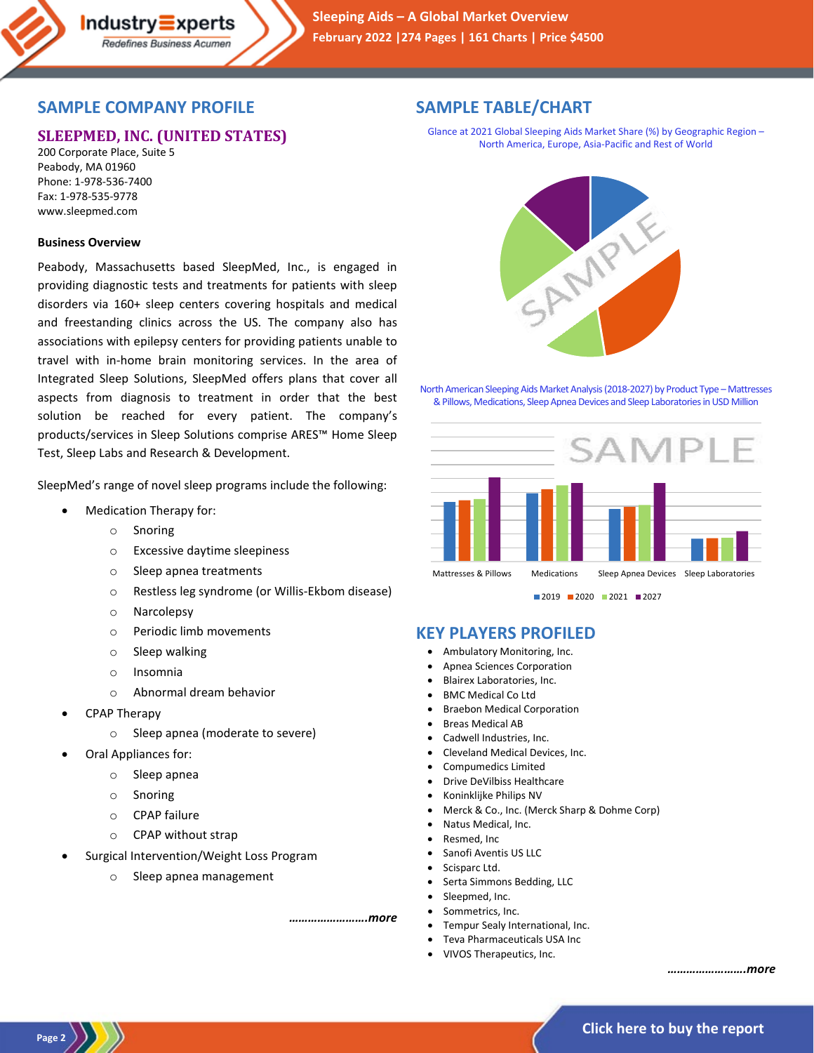## SAMPLE COMPANY PROFILE

### SLEEPMED, INC. (UNITED STATES)

200 Corporate Place, Suite 5
Peabody, MA 01960
Phone: 1-978-536-7400
Fax: 1-978-535-9778
www.sleepmed.com

**Business Overview**

Peabody, Massachusetts based SleepMed, Inc., is engaged in providing diagnostic tests and treatments for patients with sleep disorders via 160+ sleep centers covering hospitals and medical and freestanding clinics across the US. The company also has associations with epilepsy centers for providing patients unable to travel with in-home brain monitoring services. In the area of Integrated Sleep Solutions, SleepMed offers plans that cover all aspects from diagnosis to treatment in order that the best solution be reached for every patient. The company's products/services in Sleep Solutions comprise ARES™ Home Sleep Test, Sleep Labs and Research & Development.

SleepMed's range of novel sleep programs include the following:

- Medication Therapy for:
  - Snoring
  - Excessive daytime sleepiness
  - Sleep apnea treatments
  - Restless leg syndrome (or Willis-Ekbom disease)
  - Narcolepsy
  - Periodic limb movements
  - Sleep walking
  - Insomnia
  - Abnormal dream behavior
- CPAP Therapy
  - Sleep apnea (moderate to severe)
- Oral Appliances for:
  - Sleep apnea
  - Snoring
  - CPAP failure
  - CPAP without strap
- Surgical Intervention/Weight Loss Program
  - Sleep apnea management

*……………………more*

## SAMPLE TABLE/CHART

Glance at 2021 Global Sleeping Aids Market Share (%) by Geographic Region – North America, Europe, Asia-Pacific and Rest of World

North American Sleeping Aids Market Analysis (2018-2027) by Product Type – Mattresses & Pillows, Medications, Sleep Apnea Devices and Sleep Laboratories in USD Million

## KEY PLAYERS PROFILED

- Ambulatory Monitoring, Inc.
- Apnea Sciences Corporation
- Blairex Laboratories, Inc.
- BMC Medical Co Ltd
- Braebon Medical Corporation
- Breas Medical AB
- Cadwell Industries, Inc.
- Cleveland Medical Devices, Inc.
- Compumedics Limited
- Drive DeVilbiss Healthcare
- Koninklijke Philips NV
- Merck & Co., Inc. (Merck Sharp & Dohme Corp)
- Natus Medical, Inc.
- Resmed, Inc
- Sanofi Aventis US LLC
- Scisparc Ltd.
- Serta Simmons Bedding, LLC
- Sleepmed, Inc.
- Sommetrics, Inc.
- Tempur Sealy International, Inc.
- Teva Pharmaceuticals USA Inc
- VIVOS Therapeutics, Inc.

*……………………more*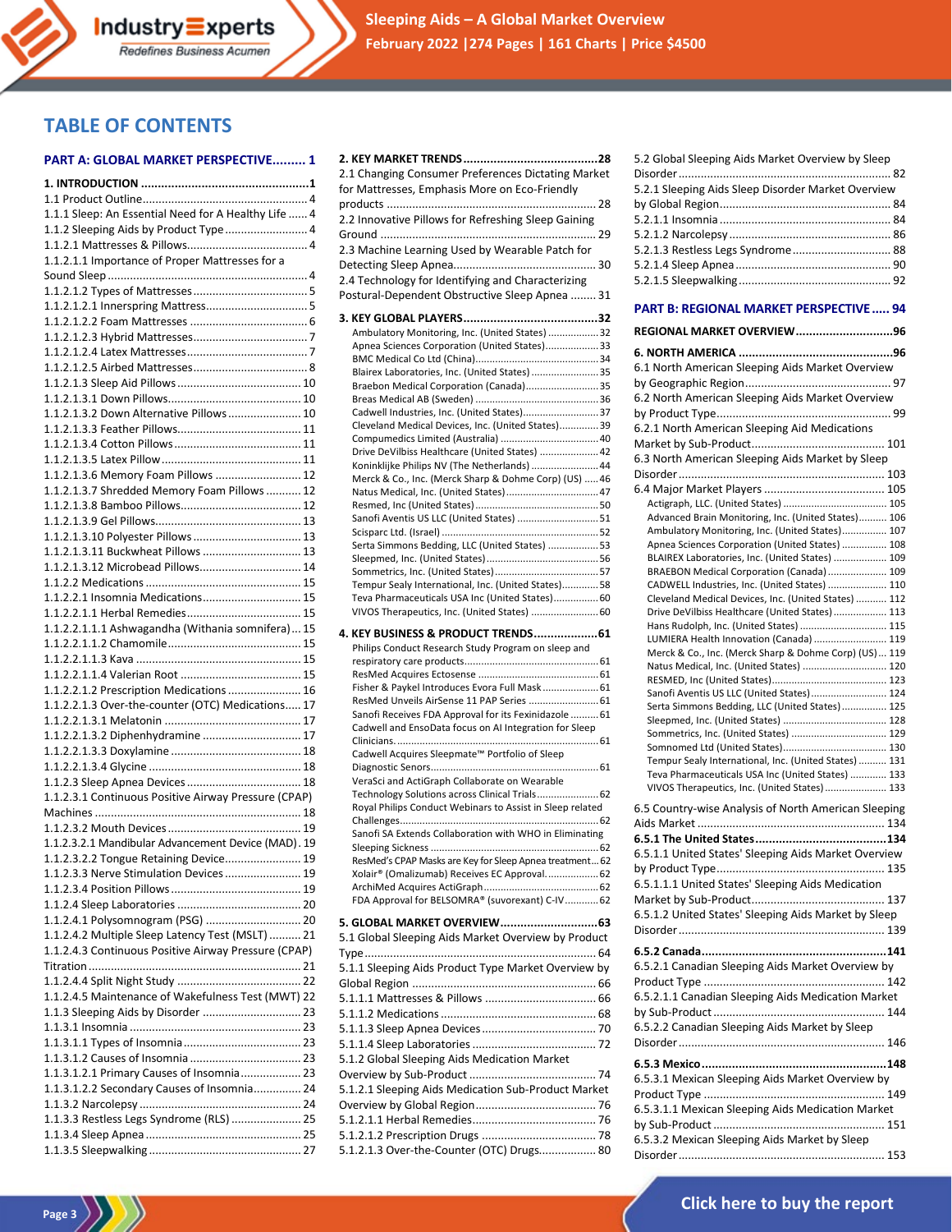## TABLE OF CONTENTS

**PART A: GLOBAL MARKET PERSPECTIVE......... 1**

**1. INTRODUCTION ................................................1**
1.1 Product Outline................................................... 4
1.1.1 Sleep: An Essential Need for A Healthy Life ...... 4
1.1.2 Sleeping Aids by Product Type .......................... 4
1.1.2.1 Mattresses & Pillows...................................... 4
1.1.2.1.1 Importance of Proper Mattresses for a Sound Sleep ............................................................... 4
1.1.2.1.2 Types of Mattresses .................................... 5
1.1.2.1.2.1 Innerspring Mattress................................ 5
1.1.2.1.2.2 Foam Mattresses ..................................... 6
1.1.2.1.2.3 Hybrid Mattresses.................................... 7
1.1.2.1.2.4 Latex Mattresses...................................... 7
1.1.2.1.2.5 Airbed Mattresses.................................... 8
1.1.2.1.3 Sleep Aid Pillows ....................................... 10
1.1.2.1.3.1 Down Pillows.......................................... 10
1.1.2.1.3.2 Down Alternative Pillows ....................... 10
1.1.2.1.3.3 Feather Pillows....................................... 11
1.1.2.1.3.4 Cotton Pillows ........................................ 11
1.1.2.1.3.5 Latex Pillow ............................................ 11
1.1.2.1.3.6 Memory Foam Pillows ........................... 12
1.1.2.1.3.7 Shredded Memory Foam Pillows ........... 12
1.1.2.1.3.8 Bamboo Pillows...................................... 12
1.1.2.1.3.9 Gel Pillows.............................................. 13
1.1.2.1.3.10 Polyester Pillows .................................. 13
1.1.2.1.3.11 Buckwheat Pillows ............................... 13
1.1.2.1.3.12 Microbead Pillows................................ 14
1.1.2.2 Medications ................................................. 15
1.1.2.2.1 Insomnia Medications............................... 15
1.1.2.2.1.1 Herbal Remedies.................................... 15
1.1.2.2.1.1.1 Ashwagandha (Withania somnifera)... 15
1.1.2.2.1.1.2 Chamomile.......................................... 15
1.1.2.2.1.1.3 Kava .................................................... 15
1.1.2.2.1.1.4 Valerian Root ...................................... 15
1.1.2.2.1.2 Prescription Medications ....................... 16
1.1.2.2.1.3 Over-the-counter (OTC) Medications..... 17
1.1.2.2.1.3.1 Melatonin ........................................... 17
1.1.2.2.1.3.2 Diphenhydramine ............................... 17
1.1.2.2.1.3.3 Doxylamine ......................................... 18
1.1.2.2.1.3.4 Glycine ................................................ 18
1.1.2.3 Sleep Apnea Devices .................................... 18
1.1.2.3.1 Continuous Positive Airway Pressure (CPAP) Machines ................................................................. 18
1.1.2.3.2 Mouth Devices .......................................... 19
1.1.2.3.2.1 Mandibular Advancement Device (MAD) . 19
1.1.2.3.2.2 Tongue Retaining Device........................ 19
1.1.2.3.3 Nerve Stimulation Devices ........................ 19
1.1.2.3.4 Position Pillows ......................................... 19
1.1.2.4 Sleep Laboratories ....................................... 20
1.1.2.4.1 Polysomnogram (PSG) .............................. 20
1.1.2.4.2 Multiple Sleep Latency Test (MSLT) .......... 21
1.1.2.4.3 Continuous Positive Airway Pressure (CPAP) Titration .................................................................. 21
1.1.2.4.4 Split Night Study ....................................... 22
1.1.2.4.5 Maintenance of Wakefulness Test (MWT) 22
1.1.3 Sleeping Aids by Disorder ............................... 23
1.1.3.1 Insomnia ...................................................... 23
1.1.3.1.1 Types of Insomnia..................................... 23
1.1.3.1.2 Causes of Insomnia ................................... 23
1.1.3.1.2.1 Primary Causes of Insomnia................... 23
1.1.3.1.2.2 Secondary Causes of Insomnia............... 24
1.1.3.2 Narcolepsy .................................................. 24
1.1.3.3 Restless Legs Syndrome (RLS) ...................... 25
1.1.3.4 Sleep Apnea ................................................. 25
1.1.3.5 Sleepwalking ................................................ 27

**2. KEY MARKET TRENDS........................................28**
2.1 Changing Consumer Preferences Dictating Market for Mattresses, Emphasis More on Eco-Friendly products ................................................................. 28
2.2 Innovative Pillows for Refreshing Sleep Gaining Ground .................................................................. 29
2.3 Machine Learning Used by Wearable Patch for Detecting Sleep Apnea............................................ 30
2.4 Technology for Identifying and Characterizing Postural-Dependent Obstructive Sleep Apnea ........ 31

**3. KEY GLOBAL PLAYERS........................................32**
Ambulatory Monitoring, Inc. (United States) .................. 32
Apnea Sciences Corporation (United States).................. 33
BMC Medical Co Ltd (China)........................................... 34
Blairex Laboratories, Inc. (United States) ........................ 35
Braebon Medical Corporation (Canada).......................... 35
Breas Medical AB (Sweden) ........................................... 36
Cadwell Industries, Inc. (United States)........................... 37
Cleveland Medical Devices, Inc. (United States).............. 39
Compumedics Limited (Australia) .................................. 40
Drive DeVilbiss Healthcare (United States) ..................... 42
Koninklijke Philips NV (The Netherlands) ........................ 44
Merck & Co., Inc. (Merck Sharp & Dohme Corp) (US) ..... 46
Natus Medical, Inc. (United States)................................. 47
Resmed, Inc (United States)........................................... 50
Sanofi Aventis US LLC (United States) ............................ 51
Scisparc Ltd. (Israel) ...................................................... 52
Serta Simmons Bedding, LLC (United States) .................. 53
Sleepmed, Inc. (United States)........................................ 56
Sommetrics, Inc. (United States)..................................... 57
Tempur Sealy International, Inc. (United States)............. 58
Teva Pharmaceuticals USA Inc (United States)................ 60
VIVOS Therapeutics, Inc. (United States) ........................ 60

**4. KEY BUSINESS & PRODUCT TRENDS...................61**
Philips Conduct Research Study Program on sleep and respiratory care products................................................ 61
ResMed Acquires Ectosense ........................................... 61
Fisher & Paykel Introduces Evora Full Mask ................... 61
ResMed Unveils AirSense 11 PAP Series ......................... 61
Sanofi Receives FDA Approval for its Fexinidazole .......... 61
Cadwell and EnsoData focus on AI Integration for Sleep Clinicians.......................................................................... 61
Cadwell Acquires Sleepmate™ Portfolio of Sleep Diagnostic Senors............................................................ 61
VeraSci and ActiGraph Collaborate on Wearable Technology Solutions across Clinical Trials...................... 62
Royal Philips Conduct Webinars to Assist in Sleep related Challenges....................................................................... 62
Sanofi SA Extends Collaboration with WHO in Eliminating Sleeping Sickness ........................................................... 62
ResMed's CPAP Masks are Key for Sleep Apnea treatment... 62
Xolair® (Omalizumab) Receives EC Approval.................. 62
ArchiMed Acquires ActiGraph........................................ 62
FDA Approval for BELSOMRA® (suvorexant) C-IV........... 62

**5. GLOBAL MARKET OVERVIEW............................63**
5.1 Global Sleeping Aids Market Overview by Product Type ....................................................................... 64
5.1.1 Sleeping Aids Product Type Market Overview by Global Region ........................................................ 66
5.1.1.1 Mattresses & Pillows .................................. 66
5.1.1.2 Medications ................................................ 68
5.1.1.3 Sleep Apnea Devices ................................... 70
5.1.1.4 Sleep Laboratories ...................................... 72
5.1.2 Global Sleeping Aids Medication Market Overview by Sub-Product ....................................... 74
5.1.2.1 Sleeping Aids Medication Sub-Product Market Overview by Global Region..................................... 76
5.1.2.1.1 Herbal Remedies...................................... 76
5.1.2.1.2 Prescription Drugs ................................... 78
5.1.2.1.3 Over-the-Counter (OTC) Drugs................. 80

5.2 Global Sleeping Aids Market Overview by Sleep Disorder ................................................................. 82
5.2.1 Sleeping Aids Sleep Disorder Market Overview by Global Region..................................................... 84
5.2.1.1 Insomnia ..................................................... 84
5.2.1.2 Narcolepsy .................................................. 86
5.2.1.3 Restless Legs Syndrome .............................. 88
5.2.1.4 Sleep Apnea ................................................ 90
5.2.1.5 Sleepwalking ............................................... 92

**PART B: REGIONAL MARKET PERSPECTIVE..... 94**

**REGIONAL MARKET OVERVIEW............................96**

**6. NORTH AMERICA .............................................96**
6.1 North American Sleeping Aids Market Overview by Geographic Region............................................. 97
6.2 North American Sleeping Aids Market Overview by Product Type...................................................... 99
6.2.1 North American Sleeping Aid Medications Market by Sub-Product.......................................... 101
6.3 North American Sleeping Aids Market by Sleep Disorder ................................................................ 103
6.4 Major Market Players ...................................... 105
Actigraph, LLC. (United States) .................................... 105
Advanced Brain Monitoring, Inc. (United States).......... 106
Ambulatory Monitoring, Inc. (United States)................ 107
Apnea Sciences Corporation (United States) ................ 108
BLAIREX Laboratories, Inc. (United States) .................. 109
BRAEBON Medical Corporation (Canada)..................... 109
CADWELL Industries, Inc. (United States) ..................... 110
Cleveland Medical Devices, Inc. (United States) ........... 112
Drive DeVilbiss Healthcare (United States) ................... 113
Hans Rudolph, Inc. (United States) ............................... 115
LUMIERA Health Innovation (Canada) .......................... 119
Merck & Co., Inc. (Merck Sharp & Dohme Corp) (US) ... 119
Natus Medical, Inc. (United States) .............................. 120
RESMED, Inc (United States)......................................... 123
Sanofi Aventis US LLC (United States)........................... 124
Serta Simmons Bedding, LLC (United States)................ 125
Sleepmed, Inc. (United States) ..................................... 128
Sommetrics, Inc. (United States) .................................. 129
Somnomed Ltd (United States)..................................... 130
Tempur Sealy International, Inc. (United States) ........... 131
Teva Pharmaceuticals USA Inc (United States) ............. 133
VIVOS Therapeutics, Inc. (United States) ...................... 133

6.5 Country-wise Analysis of North American Sleeping Aids Market .......................................................... 134

**6.5.1 The United States.......................................134**
6.5.1.1 United States' Sleeping Aids Market Overview by Product Type..................................................... 135
6.5.1.1.1 United States' Sleeping Aids Medication Market by Sub-Product.......................................... 137
6.5.1.2 United States' Sleeping Aids Market by Sleep Disorder ................................................................ 139

**6.5.2 Canada.......................................................141**
6.5.2.1 Canadian Sleeping Aids Market Overview by Product Type ........................................................ 142
6.5.2.1.1 Canadian Sleeping Aids Medication Market by Sub-Product ..................................................... 144
6.5.2.2 Canadian Sleeping Aids Market by Sleep Disorder ................................................................ 146

**6.5.3 Mexico.......................................................148**
6.5.3.1 Mexican Sleeping Aids Market Overview by Product Type ........................................................ 149
6.5.3.1.1 Mexican Sleeping Aids Medication Market by Sub-Product ..................................................... 151
6.5.3.2 Mexican Sleeping Aids Market by Sleep Disorder ................................................................ 153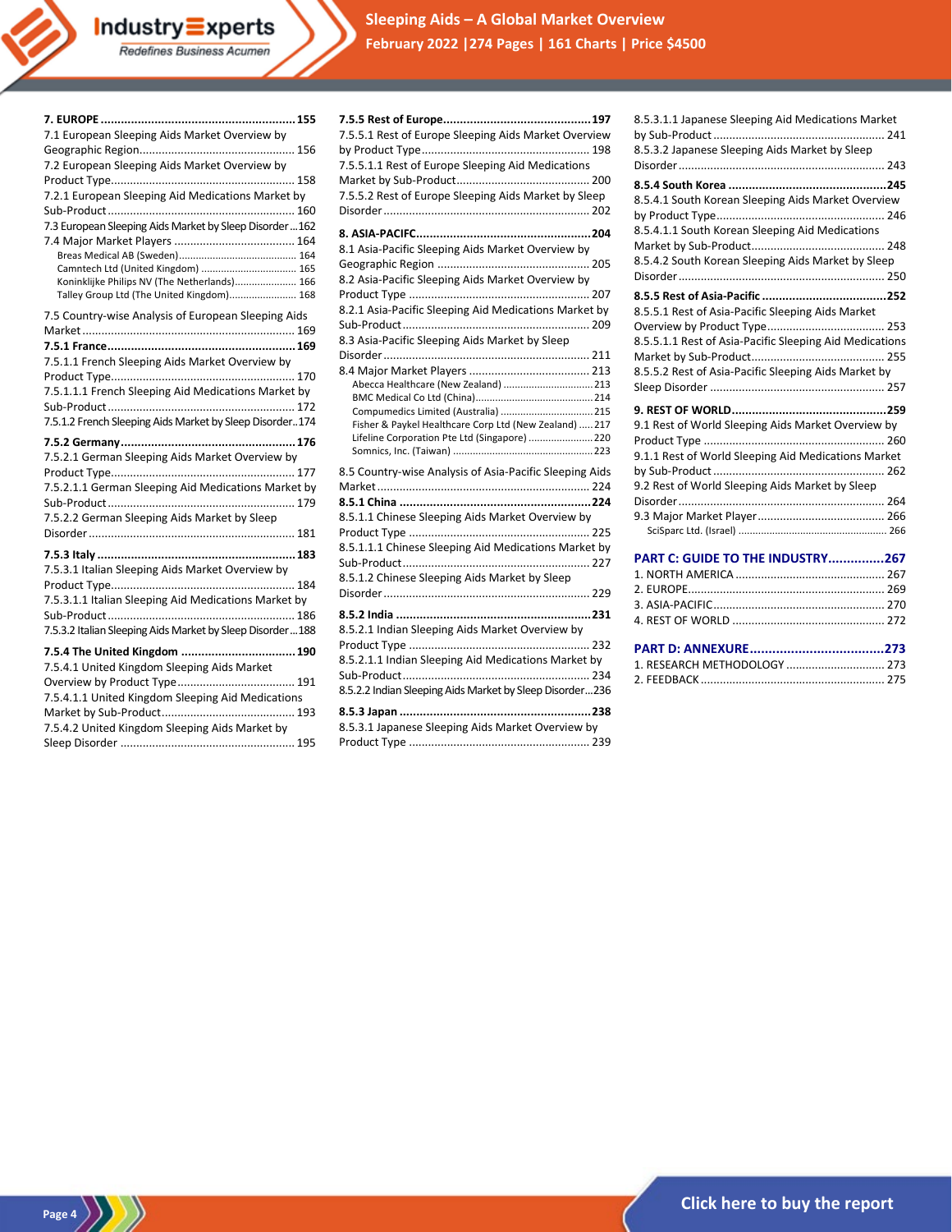**7. EUROPE .......................................................... 155**

7.1 European Sleeping Aids Market Overview by Geographic Region................................................ 156

7.2 European Sleeping Aids Market Overview by Product Type.......................................................... 158

7.2.1 European Sleeping Aid Medications Market by Sub-Product.......................................................... 160

7.3 European Sleeping Aids Market by Sleep Disorder ... 162

7.4 Major Market Players ...................................... 164

- Breas Medical AB (Sweden)......................................... 164
- Camntech Ltd (United Kingdom) ................................. 165
- Koninklijke Philips NV (The Netherlands)...................... 166
- Talley Group Ltd (The United Kingdom)........................ 168

7.5 Country-wise Analysis of European Sleeping Aids Market .................................................................. 169

**7.5.1 France....................................................... 169**

7.5.1.1 French Sleeping Aids Market Overview by Product Type.......................................................... 170

7.5.1.1.1 French Sleeping Aid Medications Market by Sub-Product.......................................................... 172

7.5.1.2 French Sleeping Aids Market by Sleep Disorder.. 174

**7.5.2 Germany.................................................... 176**

7.5.2.1 German Sleeping Aids Market Overview by Product Type.......................................................... 177

7.5.2.1.1 German Sleeping Aid Medications Market by Sub-Product.......................................................... 179

7.5.2.2 German Sleeping Aids Market by Sleep Disorder................................................................ 181

**7.5.3 Italy .......................................................... 183**

7.5.3.1 Italian Sleeping Aids Market Overview by Product Type.......................................................... 184

7.5.3.1.1 Italian Sleeping Aid Medications Market by Sub-Product.......................................................... 186

7.5.3.2 Italian Sleeping Aids Market by Sleep Disorder ... 188

**7.5.4 The United Kingdom .................................. 190**

7.5.4.1 United Kingdom Sleeping Aids Market Overview by Product Type..................................... 191

7.5.4.1.1 United Kingdom Sleeping Aid Medications Market by Sub-Product.......................................... 193

7.5.4.2 United Kingdom Sleeping Aids Market by Sleep Disorder ...................................................... 195

**7.5.5 Rest of Europe............................................ 197**

7.5.5.1 Rest of Europe Sleeping Aids Market Overview by Product Type.................................................... 198

7.5.5.1.1 Rest of Europe Sleeping Aid Medications Market by Sub-Product.......................................... 200

7.5.5.2 Rest of Europe Sleeping Aids Market by Sleep Disorder................................................................ 202

**8. ASIA-PACIFC.................................................... 204**

8.1 Asia-Pacific Sleeping Aids Market Overview by Geographic Region ............................................... 205

8.2 Asia-Pacific Sleeping Aids Market Overview by Product Type ........................................................ 207

8.2.1 Asia-Pacific Sleeping Aid Medications Market by Sub-Product.......................................................... 209

8.3 Asia-Pacific Sleeping Aids Market by Sleep Disorder................................................................ 211

8.4 Major Market Players ...................................... 213

- Abecca Healthcare (New Zealand) ................................ 213
- BMC Medical Co Ltd (China).......................................... 214
- Compumedics Limited (Australia) ................................. 215
- Fisher & Paykel Healthcare Corp Ltd (New Zealand) ..... 217
- Lifeline Corporation Pte Ltd (Singapore) ....................... 220
- Somnics, Inc. (Taiwan) .................................................. 223

8.5 Country-wise Analysis of Asia-Pacific Sleeping Aids Market .................................................................. 224

**8.5.1 China ........................................................ 224**

8.5.1.1 Chinese Sleeping Aids Market Overview by Product Type ........................................................ 225

8.5.1.1.1 Chinese Sleeping Aid Medications Market by Sub-Product.......................................................... 227

8.5.1.2 Chinese Sleeping Aids Market by Sleep Disorder................................................................ 229

**8.5.2 India ......................................................... 231**

8.5.2.1 Indian Sleeping Aids Market Overview by Product Type ........................................................ 232

8.5.2.1.1 Indian Sleeping Aid Medications Market by Sub-Product.......................................................... 234

8.5.2.2 Indian Sleeping Aids Market by Sleep Disorder ... 236

**8.5.3 Japan ........................................................ 238**

8.5.3.1 Japanese Sleeping Aids Market Overview by Product Type ........................................................ 239

8.5.3.1.1 Japanese Sleeping Aid Medications Market by Sub-Product ...................................................... 241

8.5.3.2 Japanese Sleeping Aids Market by Sleep Disorder ................................................................ 243

**8.5.4 South Korea .............................................. 245**

8.5.4.1 South Korean Sleeping Aids Market Overview by Product Type..................................................... 246

8.5.4.1.1 South Korean Sleeping Aid Medications Market by Sub-Product.......................................... 248

8.5.4.2 South Korean Sleeping Aids Market by Sleep Disorder ................................................................ 250

**8.5.5 Rest of Asia-Pacific .................................... 252**

8.5.5.1 Rest of Asia-Pacific Sleeping Aids Market Overview by Product Type..................................... 253

8.5.5.1.1 Rest of Asia-Pacific Sleeping Aid Medications Market by Sub-Product.......................................... 255

8.5.5.2 Rest of Asia-Pacific Sleeping Aids Market by Sleep Disorder ...................................................... 257

**9. REST OF WORLD............................................. 259**

9.1 Rest of World Sleeping Aids Market Overview by Product Type ........................................................ 260

9.1.1 Rest of World Sleeping Aid Medications Market by Sub-Product ...................................................... 262

9.2 Rest of World Sleeping Aids Market by Sleep Disorder................................................................ 264

9.3 Major Market Player........................................ 266

- SciSparc Ltd. (Israel) .................................................... 266

**PART C: GUIDE TO THE INDUSTRY............... 267**

1. NORTH AMERICA ............................................... 267
2. EUROPE............................................................. 269
3. ASIA-PACIFIC...................................................... 270
4. REST OF WORLD ................................................ 272

**PART D: ANNEXURE.................................... 273**

1. RESEARCH METHODOLOGY ............................... 273
2. FEEDBACK .......................................................... 275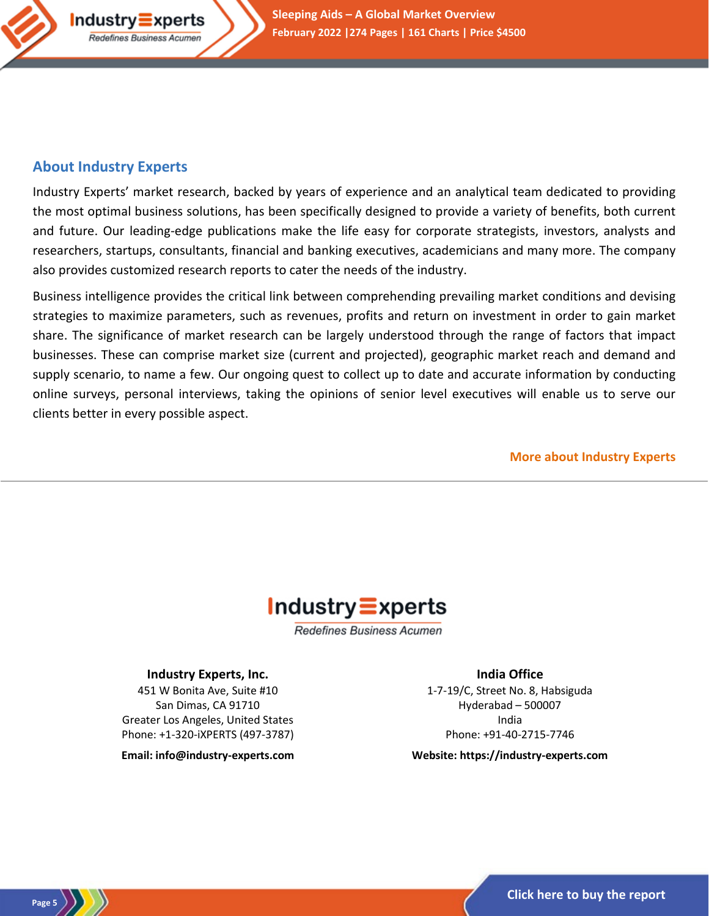## About Industry Experts

Industry Experts' market research, backed by years of experience and an analytical team dedicated to providing the most optimal business solutions, has been specifically designed to provide a variety of benefits, both current and future. Our leading-edge publications make the life easy for corporate strategists, investors, analysts and researchers, startups, consultants, financial and banking executives, academicians and many more. The company also provides customized research reports to cater the needs of the industry.

Business intelligence provides the critical link between comprehending prevailing market conditions and devising strategies to maximize parameters, such as revenues, profits and return on investment in order to gain market share. The significance of market research can be largely understood through the range of factors that impact businesses. These can comprise market size (current and projected), geographic market reach and demand and supply scenario, to name a few. Our ongoing quest to collect up to date and accurate information by conducting online surveys, personal interviews, taking the opinions of senior level executives will enable us to serve our clients better in every possible aspect.

**More about Industry Experts**

---

Industry Experts

*Redefines Business Acumen*

**Industry Experts, Inc.**
451 W Bonita Ave, Suite #10
San Dimas, CA 91710
Greater Los Angeles, United States
Phone: +1-320-iXPERTS (497-3787)

**Email: info@industry-experts.com**

**India Office**
1-7-19/C, Street No. 8, Habsiguda
Hyderabad – 500007
India
Phone: +91-40-2715-7746

**Website: https://industry-experts.com**

**Click here to buy the report**